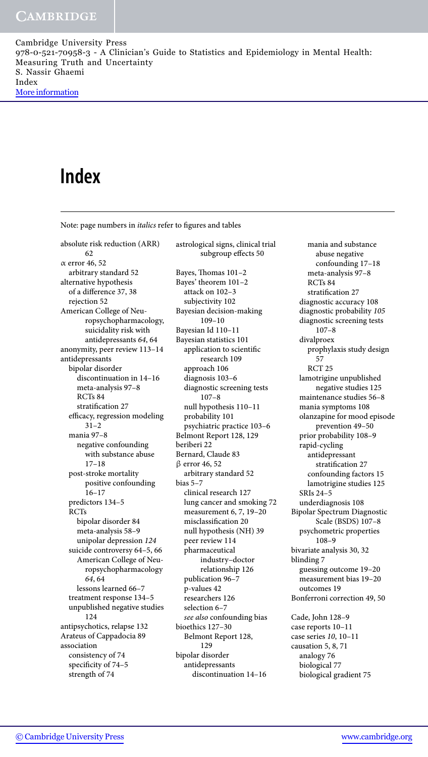# Index

Note: page numbers in *italics* refer to figures and tables

absolute risk reduction (ARR) 62
α error 46, 52
  arbitrary standard 52
alternative hypothesis
  of a difference 37, 38
  rejection 52
American College of Neuropsychopharmacology, suicidality risk with antidepressants *64*, 64
anonymity, peer review 113–14
antidepressants
  bipolar disorder
    discontinuation in 14–16
    meta-analysis 97–8
    RCTs 84
    stratification 27
  efficacy, regression modeling 31–2
  mania 97–8
    negative confounding with substance abuse 17–18
  post-stroke mortality
    positive confounding 16–17
  predictors 134–5
  RCTs
    bipolar disorder 84
    meta-analysis 58–9
    unipolar depression *124*
  suicide controversy 64–5, 66
    American College of Neuropsychopharmacology *64*, 64
    lessons learned 66–7
  treatment response 134–5
  unpublished negative studies 124
antipsychotics, relapse 132
Arateus of Cappadocia 89
association
  consistency of 74
  specificity of 74–5
  strength of 74
astrological signs, clinical trial subgroup effects 50

Bayes, Thomas 101–2
Bayes' theorem 101–2
  attack on 102–3
  subjectivity 102
Bayesian decision-making 109–10
Bayesian Id 110–11
Bayesian statistics 101
  application to scientific research 109
  approach 106
  diagnosis 103–6
  diagnostic screening tests 107–8
  null hypothesis 110–11
  probability 101
  psychiatric practice 103–6
Belmont Report 128, 129
beriberi 22
Bernard, Claude 83
β error 46, 52
  arbitrary standard 52
bias 5–7
  clinical research 127
  lung cancer and smoking 72
  measurement 6, 7, 19–20
  misclassification 20
  null hypothesis (NH) 39
  peer review 114
  pharmaceutical industry–doctor relationship 126
  publication 96–7
  p-values 42
  researchers 126
  selection 6–7
  *see also* confounding bias
bioethics 127–30
  Belmont Report 128, 129
bipolar disorder
  antidepressants
    discontinuation 14–16
    mania and substance abuse negative confounding 17–18
    meta-analysis 97–8
    RCTs 84
    stratification 27
  diagnostic accuracy 108
  diagnostic probability *105*
  diagnostic screening tests 107–8
  divalproex
    prophylaxis study design 57
    RCT 25
  lamotrigine unpublished negative studies 125
  maintenance studies 56–8
  mania symptoms 108
  olanzapine for mood episode prevention 49–50
  prior probability 108–9
  rapid-cycling
    antidepressant stratification 27
    confounding factors 15
    lamotrigine studies 125
  SRIs 24–5
  underdiagnosis 108
Bipolar Spectrum Diagnostic Scale (BSDS) 107–8
  psychometric properties 108–9
bivariate analysis 30, 32
blinding 7
  guessing outcome 19–20
  measurement bias 19–20
  outcomes 19
Bonferroni correction 49, 50

Cade, John 128–9
case reports 10–11
case series *10*, 10–11
causation 5, 8, 71
  analogy 76
  biological 77
  biological gradient 75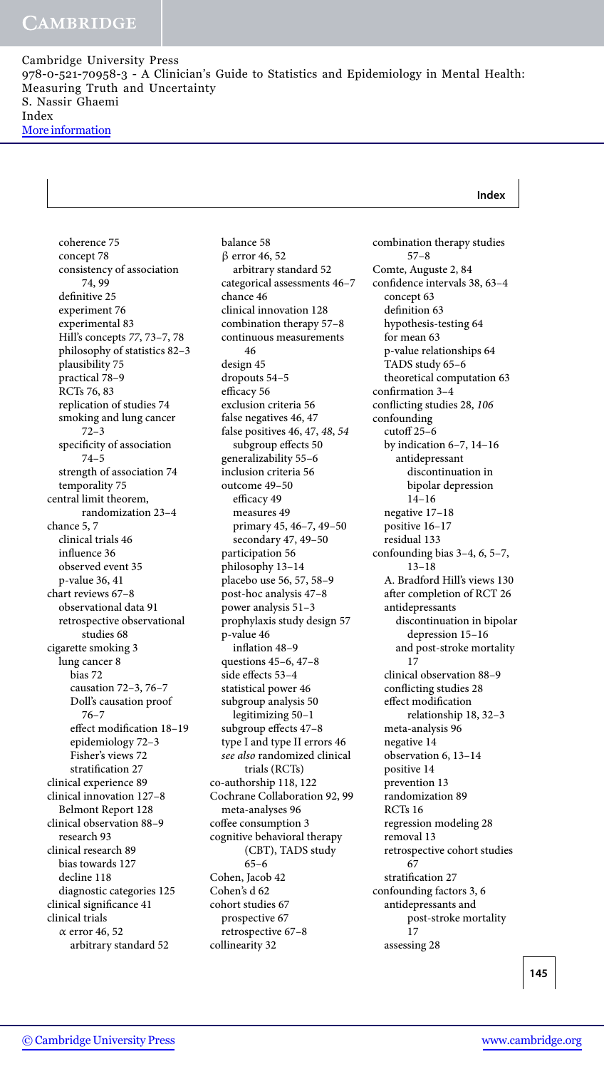## Index

coherence 75
concept 78
consistency of association 74, 99
definitive 25
experiment 76
experimental 83
Hill's concepts *77*, 73–7, 78
philosophy of statistics 82–3
plausibility 75
practical 78–9
RCTs 76, 83
replication of studies 74
smoking and lung cancer 72–3
specificity of association 74–5
strength of association 74
temporality 75

central limit theorem, randomization 23–4

chance 5, 7
clinical trials 46
influence 36
observed event 35
p-value 36, 41

chart reviews 67–8
observational data 91
retrospective observational studies 68

cigarette smoking 3
lung cancer 8
bias 72
causation 72–3, 76–7
Doll's causation proof 76–7
effect modification 18–19
epidemiology 72–3
Fisher's views 72
stratification 27

clinical experience 89

clinical innovation 127–8
Belmont Report 128

clinical observation 88–9
research 93

clinical research 89
bias towards 127
decline 118
diagnostic categories 125

clinical significance 41

clinical trials
$\alpha$ error 46, 52
arbitrary standard 52
balance 58
$\beta$ error 46, 52
arbitrary standard 52
categorical assessments 46–7
chance 46
clinical innovation 128
combination therapy 57–8
continuous measurements 46
design 45
dropouts 54–5
efficacy 56
exclusion criteria 56
false negatives 46, 47
false positives 46, 47, *48*, *54*
subgroup effects 50
generalizability 55–6
inclusion criteria 56
outcome 49–50
efficacy 49
measures 49
primary 45, 46–7, 49–50
secondary 47, 49–50
participation 56
philosophy 13–14
placebo use 56, 57, 58–9
post-hoc analysis 47–8
power analysis 51–3
prophylaxis study design 57
p-value 46
inflation 48–9
questions 45–6, 47–8
side effects 53–4
statistical power 46
subgroup analysis 50
legitimizing 50–1
subgroup effects 47–8
type I and type II errors 46
*see also* randomized clinical trials (RCTs)

co-authorship 118, 122

Cochrane Collaboration 92, 99
meta-analyses 96

coffee consumption 3

cognitive behavioral therapy (CBT), TADS study 65–6

Cohen, Jacob 42

Cohen's d 62

cohort studies 67
prospective 67
retrospective 67–8

collinearity 32

combination therapy studies 57–8

Comte, Auguste 2, 84

confidence intervals 38, 63–4
concept 63
definition 63
hypothesis-testing 64
for mean 63
p-value relationships 64
TADS study 65–6
theoretical computation 63

confirmation 3–4

conflicting studies 28, *106*

confounding
cutoff 25–6
by indication 6–7, 14–16
antidepressant discontinuation in bipolar depression 14–16
negative 17–18
positive 16–17
residual 133

confounding bias 3–4, *6*, 5–7, 13–18
A. Bradford Hill's views 130
after completion of RCT 26
antidepressants
discontinuation in bipolar depression 15–16
and post-stroke mortality 17
clinical observation 88–9
conflicting studies 28
effect modification relationship 18, 32–3
meta-analysis 96
negative 14
observation 6, 13–14
positive 14
prevention 13
randomization 89
RCTs 16
regression modeling 28
removal 13
retrospective cohort studies 67
stratification 27

confounding factors 3, 6
antidepressants and post-stroke mortality 17
assessing 28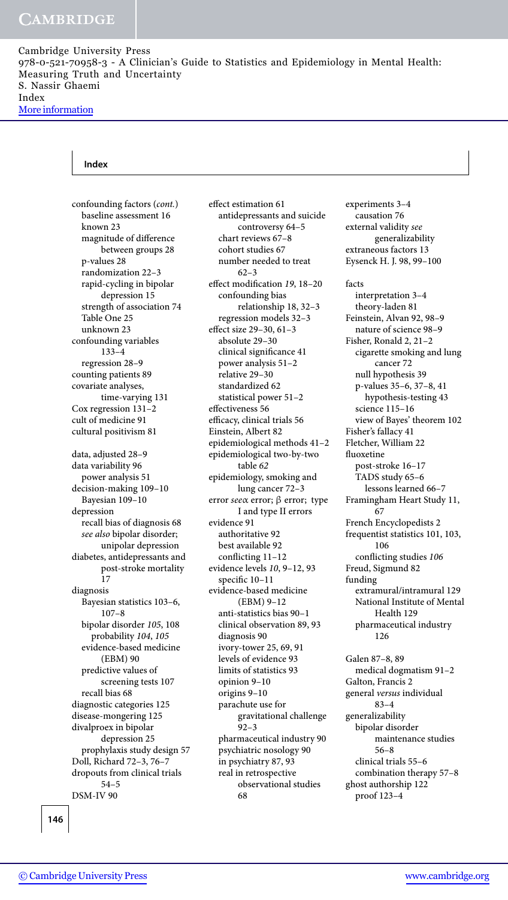## Index

confounding factors (*cont.*)
- baseline assessment 16
- known 23
- magnitude of difference between groups 28
- p-values 28
- randomization 22–3
- rapid-cycling in bipolar depression 15
- strength of association 74
- Table One 25
- unknown 23

confounding variables 133–4
- regression 28–9

counting patients 89
covariate analyses, time-varying 131
Cox regression 131–2
cult of medicine 91
cultural positivism 81

data, adjusted 28–9
data variability 96
- power analysis 51

decision-making 109–10
- Bayesian 109–10

depression
- recall bias of diagnosis 68
- *see also* bipolar disorder; unipolar depression

diabetes, antidepressants and post-stroke mortality 17
diagnosis
- Bayesian statistics 103–6, 107–8
- bipolar disorder *105*, 108
  - probability *104*, *105*
- evidence-based medicine (EBM) 90
- predictive values of screening tests 107
- recall bias 68

diagnostic categories 125
disease-mongering 125
divalproex in bipolar depression 25
- prophylaxis study design 57

Doll, Richard 72–3, 76–7
dropouts from clinical trials 54–5
DSM-IV 90

effect estimation 61
- antidepressants and suicide controversy 64–5
- chart reviews 67–8
- cohort studies 67
- number needed to treat 62–3

effect modification *19*, 18–20
- confounding bias relationship 18, 32–3
- regression models 32–3

effect size 29–30, 61–3
- absolute 29–30
- clinical significance 41
- power analysis 51–2
- relative 29–30
- standardized 62
- statistical power 51–2

effectiveness 56
efficacy, clinical trials 56
Einstein, Albert 82
epidemiological methods 41–2
epidemiological two-by-two table *62*
epidemiology, smoking and lung cancer 72–3
error *see* α error; β error; type I and type II errors
evidence 91
- authoritative 92
- best available 92
- conflicting 11–12

evidence levels *10*, 9–12, 93
- specific 10–11

evidence-based medicine (EBM) 9–12
- anti-statistics bias 90–1
- clinical observation 89, 93
- diagnosis 90
- ivory-tower 25, 69, 91
- levels of evidence 93
- limits of statistics 93
- opinion 9–10
- origins 9–10
- parachute use for gravitational challenge 92–3
- pharmaceutical industry 90
- psychiatric nosology 90
- in psychiatry 87, 93
- real in retrospective observational studies 68

experiments 3–4
- causation 76

external validity *see* generalizability
extraneous factors 13
Eysenck H. J. 98, 99–100

facts
- interpretation 3–4
- theory-laden 81

Feinstein, Alvan 92, 98–9
- nature of science 98–9

Fisher, Ronald 2, 21–2
- cigarette smoking and lung cancer 72
- null hypothesis 39
- p-values 35–6, 37–8, 41
  - hypothesis-testing 43
- science 115–16
- view of Bayes' theorem 102

Fisher's fallacy 41
Fletcher, William 22
fluoxetine
- post-stroke 16–17
- TADS study 65–6
  - lessons learned 66–7

Framingham Heart Study 11, 67
French Encyclopedists 2
frequentist statistics 101, 103, 106
- conflicting studies *106*

Freud, Sigmund 82
funding
- extramural/intramural 129
- National Institute of Mental Health 129
- pharmaceutical industry 126

Galen 87–8, 89
- medical dogmatism 91–2

Galton, Francis 2
general *versus* individual 83–4
generalizability
- bipolar disorder maintenance studies 56–8
- clinical trials 55–6
- combination therapy 57–8

ghost authorship 122
- proof 123–4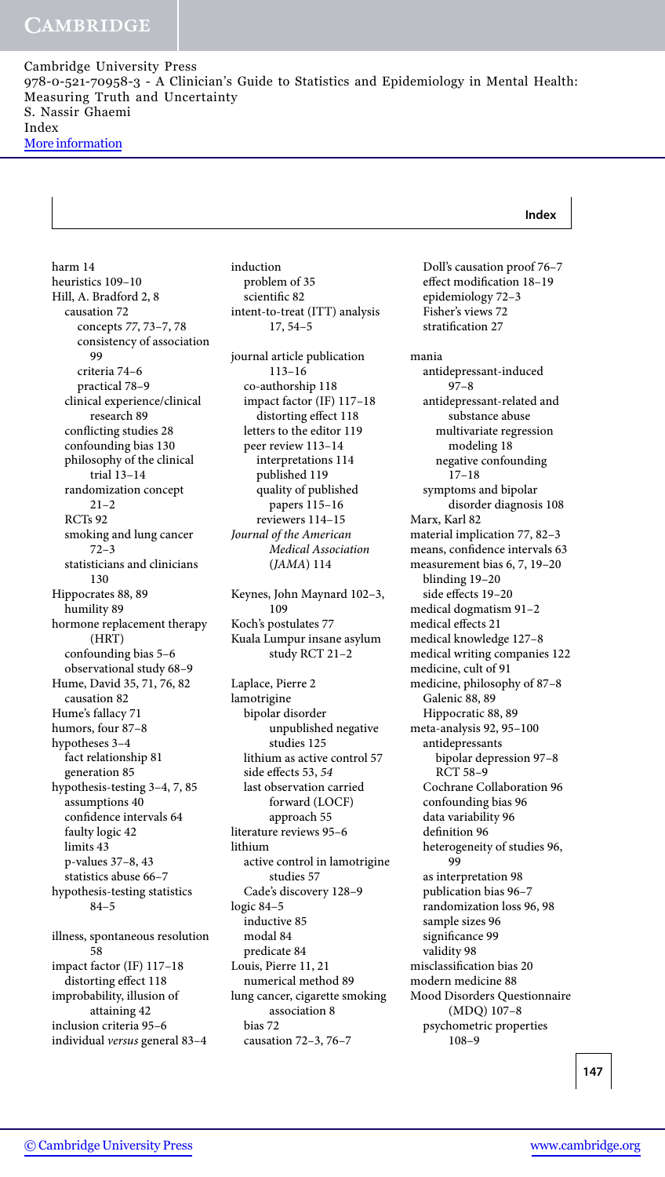# Index

harm 14
heuristics 109–10
Hill, A. Bradford 2, 8
  causation 72
    concepts *77*, 73–7, 78
    consistency of association 99
    criteria 74–6
    practical 78–9
  clinical experience/clinical research 89
  conflicting studies 28
  confounding bias 130
  philosophy of the clinical trial 13–14
  randomization concept 21–2
  RCTs 92
  smoking and lung cancer 72–3
  statisticians and clinicians 130
Hippocrates 88, 89
  humility 89
hormone replacement therapy (HRT)
  confounding bias 5–6
  observational study 68–9
Hume, David 35, 71, 76, 82
  causation 82
Hume's fallacy 71
humors, four 87–8
hypotheses 3–4
  fact relationship 81
  generation 85
hypothesis-testing 3–4, 7, 85
  assumptions 40
  confidence intervals 64
  faulty logic 42
  limits 43
  p-values 37–8, 43
  statistics abuse 66–7
hypothesis-testing statistics 84–5

illness, spontaneous resolution 58
impact factor (IF) 117–18
  distorting effect 118
improbability, illusion of attaining 42
inclusion criteria 95–6
individual *versus* general 83–4
induction
  problem of 35
  scientific 82
intent-to-treat (ITT) analysis 17, 54–5

journal article publication 113–16
  co-authorship 118
  impact factor (IF) 117–18
    distorting effect 118
  letters to the editor 119
  peer review 113–14
    interpretations 114
    published 119
    quality of published papers 115–16
    reviewers 114–15
*Journal of the American Medical Association* (*JAMA*) 114

Keynes, John Maynard 102–3, 109
Koch's postulates 77
Kuala Lumpur insane asylum study RCT 21–2

Laplace, Pierre 2
lamotrigine
  bipolar disorder
    unpublished negative studies 125
  lithium as active control 57
  side effects 53, *54*
  last observation carried forward (LOCF) approach 55
literature reviews 95–6
lithium
  active control in lamotrigine studies 57
  Cade's discovery 128–9
logic 84–5
  inductive 85
  modal 84
  predicate 84
Louis, Pierre 11, 21
  numerical method 89
lung cancer, cigarette smoking association 8
  bias 72
  causation 72–3, 76–7
  Doll's causation proof 76–7
  effect modification 18–19
  epidemiology 72–3
  Fisher's views 72
  stratification 27

mania
  antidepressant-induced 97–8
  antidepressant-related and substance abuse
    multivariate regression modeling 18
    negative confounding 17–18
  symptoms and bipolar disorder diagnosis 108
Marx, Karl 82
material implication 77, 82–3
means, confidence intervals 63
measurement bias 6, 7, 19–20
  blinding 19–20
  side effects 19–20
medical dogmatism 91–2
medical effects 21
medical knowledge 127–8
medical writing companies 122
medicine, cult of 91
medicine, philosophy of 87–8
  Galenic 88, 89
  Hippocratic 88, 89
meta-analysis 92, 95–100
  antidepressants
    bipolar depression 97–8
    RCT 58–9
  Cochrane Collaboration 96
  confounding bias 96
  data variability 96
  definition 96
  heterogeneity of studies 96, 99
  as interpretation 98
  publication bias 96–7
  randomization loss 96, 98
  sample sizes 96
  significance 99
  validity 98
misclassification bias 20
modern medicine 88
Mood Disorders Questionnaire (MDQ) 107–8
  psychometric properties 108–9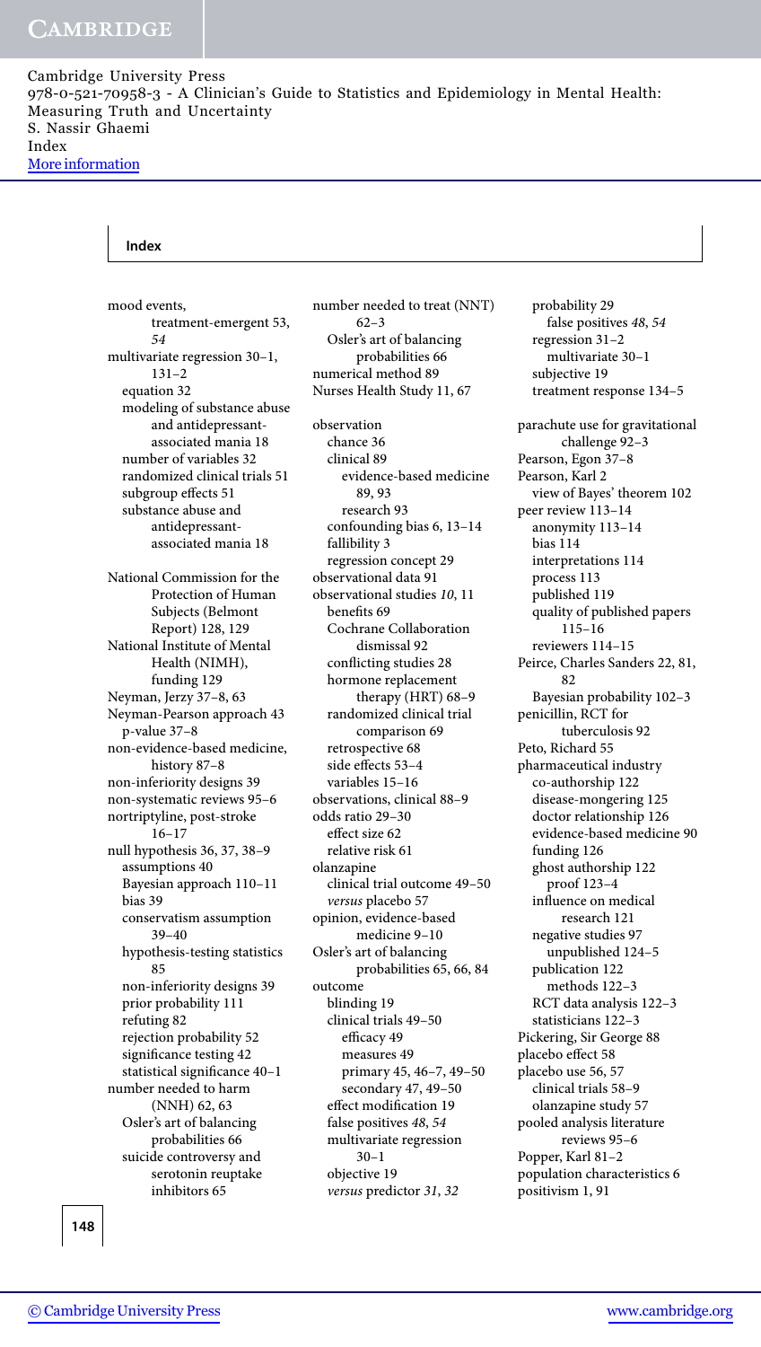## Index

mood events,
  treatment-emergent 53, *54*
multivariate regression 30–1, 131–2
  equation 32
  modeling of substance abuse and antidepressant-associated mania 18
  number of variables 32
  randomized clinical trials 51
  subgroup effects 51
  substance abuse and antidepressant-associated mania 18

National Commission for the Protection of Human Subjects (Belmont Report) 128, 129
National Institute of Mental Health (NIMH), funding 129
Neyman, Jerzy 37–8, 63
Neyman-Pearson approach 43
  p-value 37–8
non-evidence-based medicine, history 87–8
non-inferiority designs 39
non-systematic reviews 95–6
nortriptyline, post-stroke 16–17
null hypothesis 36, 37, 38–9
  assumptions 40
  Bayesian approach 110–11
  bias 39
  conservatism assumption 39–40
  hypothesis-testing statistics 85
  non-inferiority designs 39
  prior probability 111
  refuting 82
  rejection probability 52
  significance testing 42
  statistical significance 40–1
number needed to harm (NNH) 62, 63
  Osler's art of balancing probabilities 66
  suicide controversy and serotonin reuptake inhibitors 65
number needed to treat (NNT) 62–3
  Osler's art of balancing probabilities 66
numerical method 89
Nurses Health Study 11, 67

observation
  chance 36
  clinical 89
    evidence-based medicine 89, 93
    research 93
  confounding bias 6, 13–14
  fallibility 3
  regression concept 29
observational data 91
observational studies *10*, 11
  benefits 69
  Cochrane Collaboration dismissal 92
  conflicting studies 28
  hormone replacement therapy (HRT) 68–9
  randomized clinical trial comparison 69
  retrospective 68
  side effects 53–4
  variables 15–16
observations, clinical 88–9
odds ratio 29–30
  effect size 62
  relative risk 61
olanzapine
  clinical trial outcome 49–50
  *versus* placebo 57
opinion, evidence-based medicine 9–10
Osler's art of balancing probabilities 65, 66, 84
outcome
  blinding 19
  clinical trials 49–50
    efficacy 49
    measures 49
    primary 45, 46–7, 49–50
    secondary 47, 49–50
  effect modification 19
  false positives *48*, *54*
  multivariate regression 30–1
  objective 19
  *versus* predictor *31*, *32*
  probability 29
    false positives *48*, *54*
  regression 31–2
    multivariate 30–1
  subjective 19
  treatment response 134–5

parachute use for gravitational challenge 92–3
Pearson, Egon 37–8
Pearson, Karl 2
  view of Bayes' theorem 102
peer review 113–14
  anonymity 113–14
  bias 114
  interpretations 114
  process 113
  published 119
  quality of published papers 115–16
  reviewers 114–15
Peirce, Charles Sanders 22, 81, 82
  Bayesian probability 102–3
penicillin, RCT for tuberculosis 92
Peto, Richard 55
pharmaceutical industry
  co-authorship 122
  disease-mongering 125
  doctor relationship 126
  evidence-based medicine 90
  funding 126
  ghost authorship 122
    proof 123–4
  influence on medical research 121
  negative studies 97
    unpublished 124–5
  publication 122
    methods 122–3
  RCT data analysis 122–3
  statisticians 122–3
Pickering, Sir George 88
placebo effect 58
placebo use 56, 57
  clinical trials 58–9
  olanzapine study 57
pooled analysis literature reviews 95–6
Popper, Karl 81–2
population characteristics 6
positivism 1, 91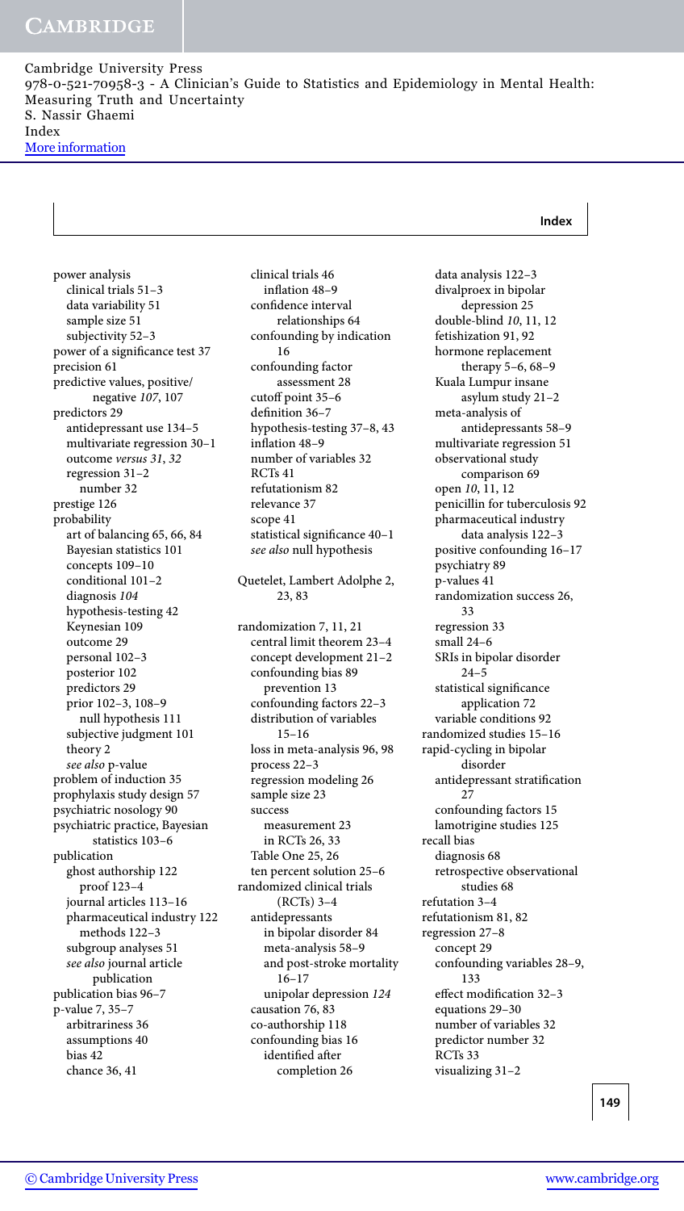## Index

power analysis
- clinical trials 51–3
- data variability 51
- sample size 51
- subjectivity 52–3

power of a significance test 37
precision 61
predictive values, positive/negative *107*, 107
predictors 29
- antidepressant use 134–5
- multivariate regression 30–1
- outcome *versus 31*, *32*
- regression 31–2
  - number 32

prestige 126
probability
- art of balancing 65, 66, 84
- Bayesian statistics 101
- concepts 109–10
- conditional 101–2
- diagnosis *104*
- hypothesis-testing 42
- Keynesian 109
- outcome 29
- personal 102–3
- posterior 102
- predictors 29
- prior 102–3, 108–9
  - null hypothesis 111
- subjective judgment 101
- theory 2
- *see also* p-value

problem of induction 35
prophylaxis study design 57
psychiatric nosology 90
psychiatric practice, Bayesian statistics 103–6
publication
- ghost authorship 122
  - proof 123–4
- journal articles 113–16
- pharmaceutical industry 122
  - methods 122–3
- subgroup analyses 51
- *see also* journal article publication

publication bias 96–7
p-value 7, 35–7
- arbitrariness 36
- assumptions 40
- bias 42
- chance 36, 41
- clinical trials 46
  - inflation 48–9
- confidence interval relationships 64
- confounding by indication 16
- confounding factor assessment 28
- cutoff point 35–6
- definition 36–7
- hypothesis-testing 37–8, 43
- inflation 48–9
- number of variables 32
- RCTs 41
- refutationism 82
- relevance 37
- scope 41
- statistical significance 40–1
- *see also* null hypothesis

Quetelet, Lambert Adolphe 2, 23, 83

randomization 7, 11, 21
- central limit theorem 23–4
- concept development 21–2
- confounding bias 89
  - prevention 13
- confounding factors 22–3
- distribution of variables 15–16
- loss in meta-analysis 96, 98
- process 22–3
- regression modeling 26
- sample size 23
- success
  - measurement 23
  - in RCTs 26, 33
- Table One 25, 26
- ten percent solution 25–6

randomized clinical trials (RCTs) 3–4
- antidepressants
  - in bipolar disorder 84
  - meta-analysis 58–9
  - and post-stroke mortality 16–17
  - unipolar depression *124*
- causation 76, 83
- co-authorship 118
- confounding bias 16
  - identified after completion 26
- data analysis 122–3
- divalproex in bipolar depression 25
- double-blind *10*, 11, 12
- fetishization 91, 92
- hormone replacement therapy 5–6, 68–9
- Kuala Lumpur insane asylum study 21–2
- meta-analysis of antidepressants 58–9
- multivariate regression 51
- observational study comparison 69
- open *10*, 11, 12
- penicillin for tuberculosis 92
- pharmaceutical industry data analysis 122–3
- positive confounding 16–17
- psychiatry 89
- p-values 41
- randomization success 26, 33
- regression 33
- small 24–6
- SRIs in bipolar disorder 24–5
- statistical significance application 72
- variable conditions 92

randomized studies 15–16
rapid-cycling in bipolar disorder
- antidepressant stratification 27
- confounding factors 15
- lamotrigine studies 125

recall bias
- diagnosis 68
- retrospective observational studies 68

refutation 3–4
refutationism 81, 82
regression 27–8
- concept 29
- confounding variables 28–9, 133
- effect modification 32–3
- equations 29–30
- number of variables 32
- predictor number 32
- RCTs 33
- visualizing 31–2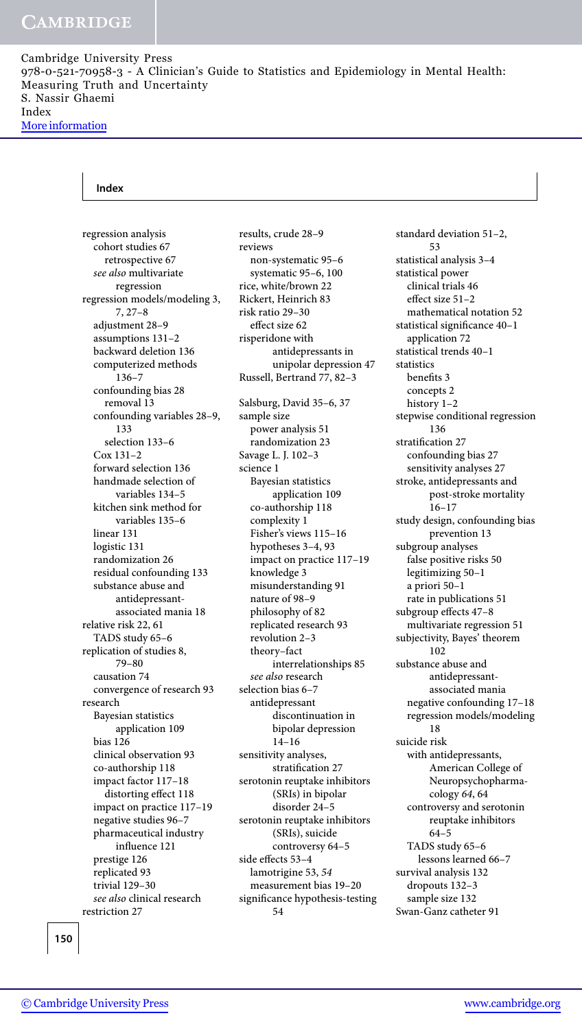# Index

regression analysis
- cohort studies 67
  - retrospective 67
- *see also* multivariate regression

regression models/modeling 3, 7, 27–8
- adjustment 28–9
- assumptions 131–2
- backward deletion 136
- computerized methods 136–7
- confounding bias 28
  - removal 13
- confounding variables 28–9, 133
  - selection 133–6
- Cox 131–2
- forward selection 136
- handmade selection of variables 134–5
- kitchen sink method for variables 135–6
- linear 131
- logistic 131
- randomization 26
- residual confounding 133
- substance abuse and antidepressant-associated mania 18

relative risk 22, 61
- TADS study 65–6

replication of studies 8, 79–80
- causation 74
- convergence of research 93

research
- Bayesian statistics application 109
- bias 126
- clinical observation 93
- co-authorship 118
- impact factor 117–18
  - distorting effect 118
- impact on practice 117–19
- negative studies 96–7
- pharmaceutical industry influence 121
- prestige 126
- replicated 93
- trivial 129–30
- *see also* clinical research

restriction 27

results, crude 28–9

reviews
- non-systematic 95–6
- systematic 95–6, 100

rice, white/brown 22

Rickert, Heinrich 83

risk ratio 29–30
- effect size 62

risperidone with antidepressants in unipolar depression 47

Russell, Bertrand 77, 82–3

Salsburg, David 35–6, 37

sample size
- power analysis 51
- randomization 23

Savage L. J. 102–3

science 1
- Bayesian statistics application 109
- co-authorship 118
- complexity 1
- Fisher's views 115–16
- hypotheses 3–4, 93
- impact on practice 117–19
- knowledge 3
- misunderstanding 91
- nature of 98–9
- philosophy of 82
- replicated research 93
- revolution 2–3
- theory–fact interrelationships 85
- *see also* research

selection bias 6–7
- antidepressant discontinuation in bipolar depression 14–16

sensitivity analyses, stratification 27

serotonin reuptake inhibitors (SRIs) in bipolar disorder 24–5

serotonin reuptake inhibitors (SRIs), suicide controversy 64–5

side effects 53–4
- lamotrigine 53, *54*
- measurement bias 19–20

significance hypothesis-testing 54

standard deviation 51–2, 53

statistical analysis 3–4

statistical power
- clinical trials 46
- effect size 51–2
- mathematical notation 52

statistical significance 40–1
- application 72

statistical trends 40–1

statistics
- benefits 3
- concepts 2
- history 1–2

stepwise conditional regression 136

stratification 27
- confounding bias 27
- sensitivity analyses 27

stroke, antidepressants and post-stroke mortality 16–17

study design, confounding bias prevention 13

subgroup analyses
- false positive risks 50
- legitimizing 50–1
- a priori 50–1
- rate in publications 51

subgroup effects 47–8
- multivariate regression 51

subjectivity, Bayes' theorem 102

substance abuse and antidepressant-associated mania
- negative confounding 17–18
- regression models/modeling 18

suicide risk
- with antidepressants, American College of Neuropsychopharmacology *64*, 64
- controversy and serotonin reuptake inhibitors 64–5
- TADS study 65–6
  - lessons learned 66–7

survival analysis 132
- dropouts 132–3
- sample size 132

Swan-Ganz catheter 91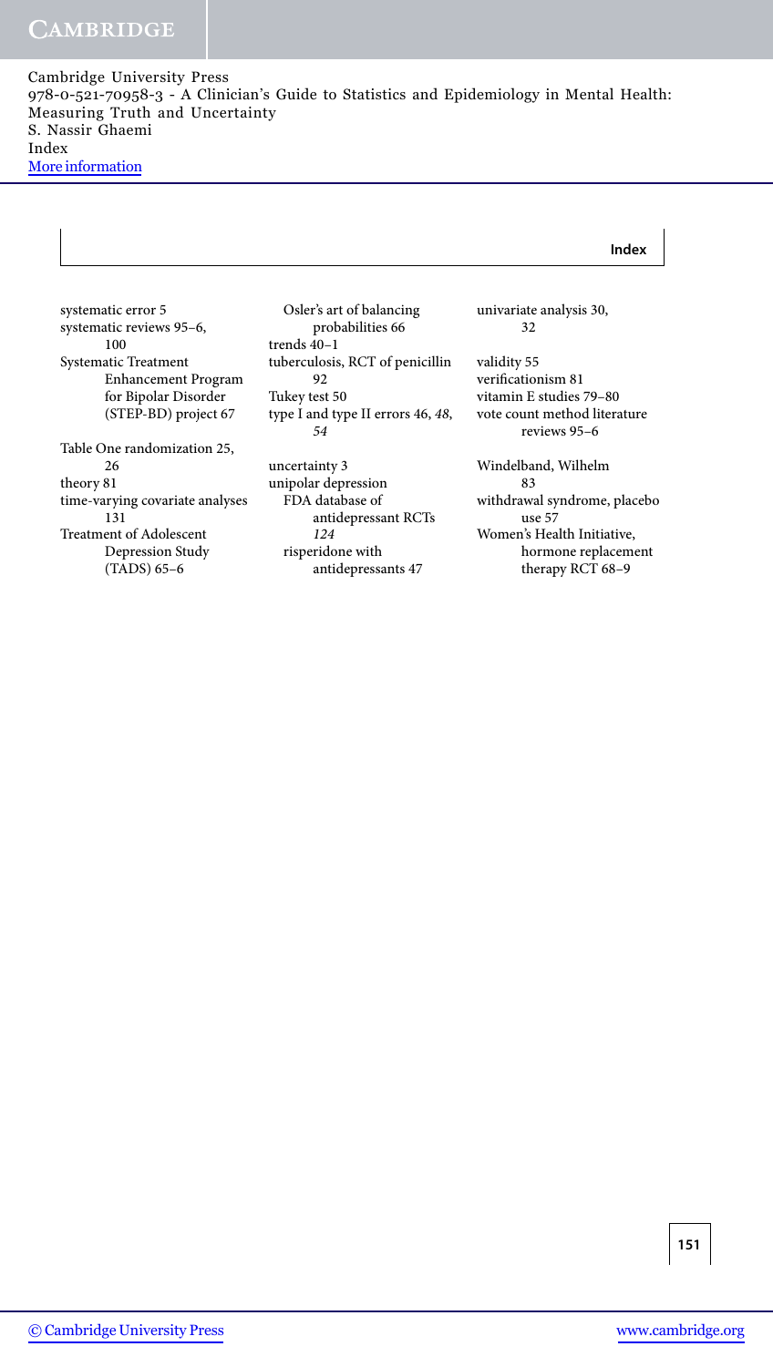## Index

systematic error 5
systematic reviews 95–6, 100
Systematic Treatment Enhancement Program for Bipolar Disorder (STEP-BD) project 67

Table One randomization 25, 26
theory 81
time-varying covariate analyses 131
Treatment of Adolescent Depression Study (TADS) 65–6
  Osler's art of balancing probabilities 66
trends 40–1
tuberculosis, RCT of penicillin 92
Tukey test 50
type I and type II errors 46, *48*, *54*

uncertainty 3
unipolar depression
  FDA database of antidepressant RCTs *124*
  risperidone with antidepressants 47
univariate analysis 30, 32

validity 55
verificationism 81
vitamin E studies 79–80
vote count method literature reviews 95–6

Windelband, Wilhelm 83
withdrawal syndrome, placebo use 57
Women's Health Initiative, hormone replacement therapy RCT 68–9